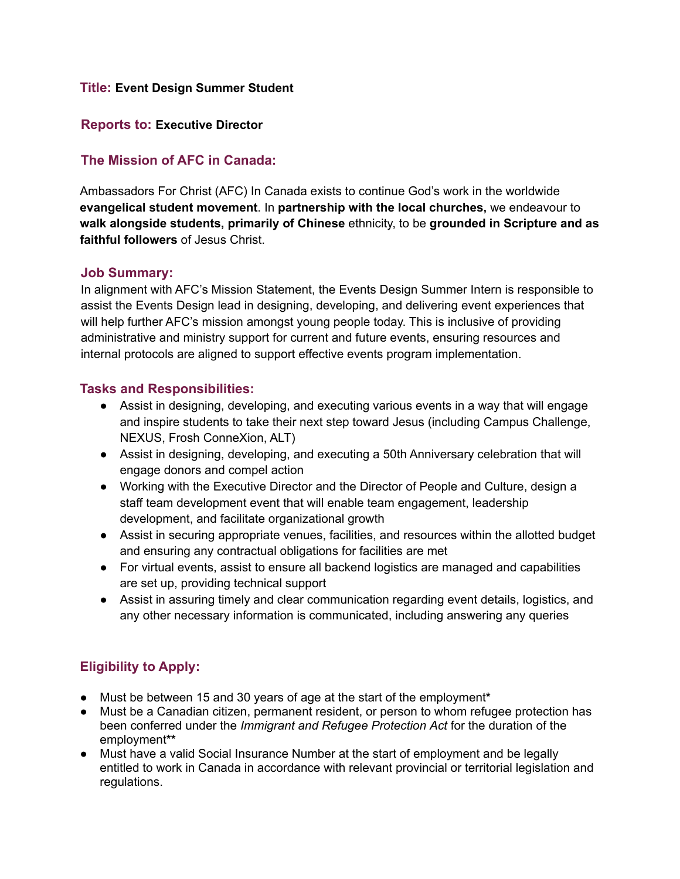**Title:** **Event Design Summer Student**

**Reports to:** **Executive Director**

## The Mission of AFC in Canada:

Ambassadors For Christ (AFC) In Canada exists to continue God's work in the worldwide **evangelical student movement**. In **partnership with the local churches,** we endeavour to **walk alongside students, primarily of Chinese** ethnicity, to be **grounded in Scripture and as faithful followers** of Jesus Christ.

## Job Summary:

In alignment with AFC's Mission Statement, the Events Design Summer Intern is responsible to assist the Events Design lead in designing, developing, and delivering event experiences that will help further AFC's mission amongst young people today. This is inclusive of providing administrative and ministry support for current and future events, ensuring resources and internal protocols are aligned to support effective events program implementation.

## Tasks and Responsibilities:

- Assist in designing, developing, and executing various events in a way that will engage and inspire students to take their next step toward Jesus (including Campus Challenge, NEXUS, Frosh ConneXion, ALT)
- Assist in designing, developing, and executing a 50th Anniversary celebration that will engage donors and compel action
- Working with the Executive Director and the Director of People and Culture, design a staff team development event that will enable team engagement, leadership development, and facilitate organizational growth
- Assist in securing appropriate venues, facilities, and resources within the allotted budget and ensuring any contractual obligations for facilities are met
- For virtual events, assist to ensure all backend logistics are managed and capabilities are set up, providing technical support
- Assist in assuring timely and clear communication regarding event details, logistics, and any other necessary information is communicated, including answering any queries

## Eligibility to Apply:

- Must be between 15 and 30 years of age at the start of the employment**\***
- Must be a Canadian citizen, permanent resident, or person to whom refugee protection has been conferred under the *Immigrant and Refugee Protection Act* for the duration of the employment**\*\***
- Must have a valid Social Insurance Number at the start of employment and be legally entitled to work in Canada in accordance with relevant provincial or territorial legislation and regulations.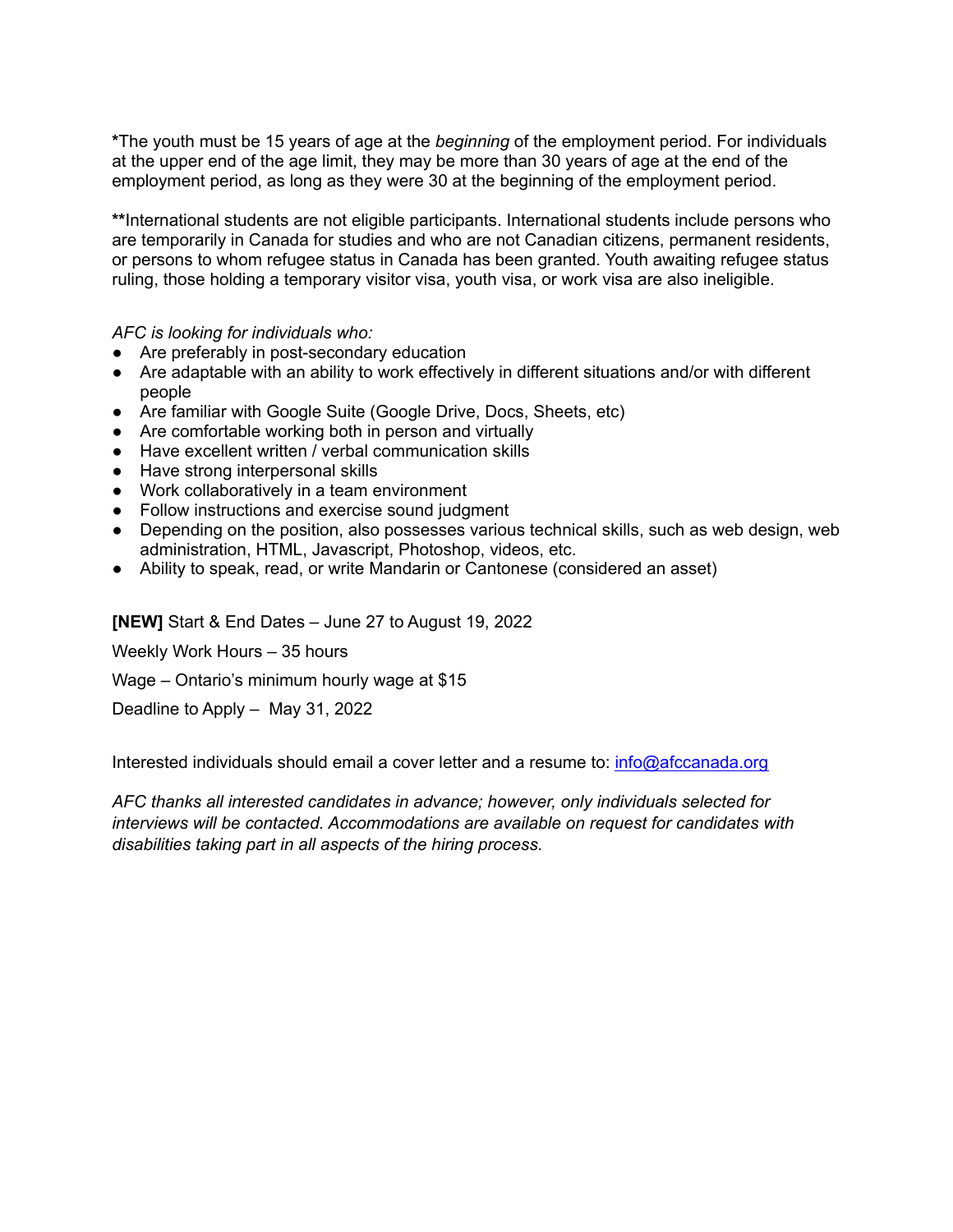**\***The youth must be 15 years of age at the *beginning* of the employment period. For individuals at the upper end of the age limit, they may be more than 30 years of age at the end of the employment period, as long as they were 30 at the beginning of the employment period.

**\*\***International students are not eligible participants. International students include persons who are temporarily in Canada for studies and who are not Canadian citizens, permanent residents, or persons to whom refugee status in Canada has been granted. Youth awaiting refugee status ruling, those holding a temporary visitor visa, youth visa, or work visa are also ineligible.

*AFC is looking for individuals who:*

- Are preferably in post-secondary education
- Are adaptable with an ability to work effectively in different situations and/or with different people
- Are familiar with Google Suite (Google Drive, Docs, Sheets, etc)
- Are comfortable working both in person and virtually
- Have excellent written / verbal communication skills
- Have strong interpersonal skills
- Work collaboratively in a team environment
- Follow instructions and exercise sound judgment
- Depending on the position, also possesses various technical skills, such as web design, web administration, HTML, Javascript, Photoshop, videos, etc.
- Ability to speak, read, or write Mandarin or Cantonese (considered an asset)

**[NEW]** Start & End Dates – June 27 to August 19, 2022

Weekly Work Hours – 35 hours

Wage – Ontario's minimum hourly wage at $15

Deadline to Apply – May 31, 2022

Interested individuals should email a cover letter and a resume to: info@afccanada.org

*AFC thanks all interested candidates in advance; however, only individuals selected for interviews will be contacted. Accommodations are available on request for candidates with disabilities taking part in all aspects of the hiring process.*